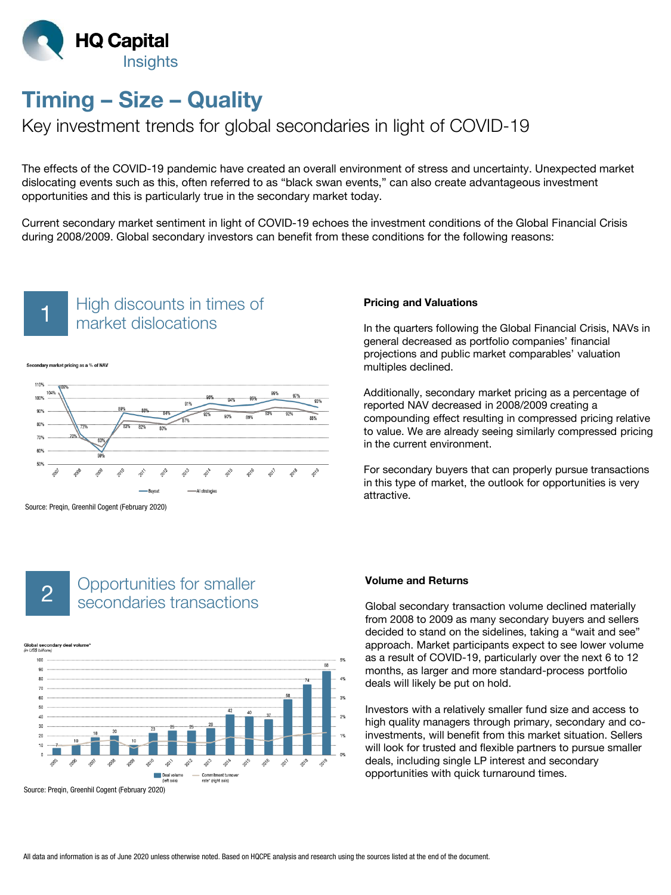# Timing – Size – Quality

## Key investment trends for global secondaries in light of COVID-19

The effects of the COVID-19 pandemic have created an overall environment of stress and uncertainty. Unexpected market dislocating events such as this, often referred to as "black swan events," can also create advantageous investment opportunities and this is particularly true in the secondary market today.

Current secondary market sentiment in light of COVID-19 echoes the investment conditions of the Global Financial Crisis during 2008/2009. Global secondary investors can benefit from these conditions for the following reasons:

## 1 High discounts in times of market dislocations

Secondary market pricing as a % of NAV

| Year | Buyout | All strategies |
|---|---|---|
| 2007 | 104% | 100% |
| 2008 | 73% | 70% |
| 2009 | 59% | 63% |
| 2010 | 89% | 83% |
| 2011 | 86% | 82% |
| 2012 | 84% | 80% |
| 2013 | 91% | 87% |
| 2014 | 96% | 92% |
| 2015 | 94% | 90% |
| 2016 | 95% | 89% |
| 2017 | 99% | 93% |
| 2018 | 97% | 92% |
| 2019 | 93% | 88% |

Source: Preqin, Greenhill Cogent (February 2020)

### Pricing and Valuations

In the quarters following the Global Financial Crisis, NAVs in general decreased as portfolio companies' financial projections and public market comparables' valuation multiples declined.

Additionally, secondary market pricing as a percentage of reported NAV decreased in 2008/2009 creating a compounding effect resulting in compressed pricing relative to value. We are already seeing similarly compressed pricing in the current environment.

For secondary buyers that can properly pursue transactions in this type of market, the outlook for opportunities is very attractive.

## 2 Opportunities for smaller secondaries transactions

Global secondary deal volume* (in US$ billions)

| Year | Deal volume (left axis) |
|---|---|
| 2005 | 7 |
| 2006 | 10 |
| 2007 | 18 |
| 2008 | 20 |
| 2009 | 10 |
| 2010 | 23 |
| 2011 | 25 |
| 2012 | 25 |
| 2013 | 28 |
| 2014 | 42 |
| 2015 | 40 |
| 2016 | 37 |
| 2017 | 58 |
| 2018 | 74 |
| 2019 | 88 |

Deal volume (left axis); Commitment turnover rate* (right axis)

Source: Preqin, Greenhill Cogent (February 2020)

### Volume and Returns

Global secondary transaction volume declined materially from 2008 to 2009 as many secondary buyers and sellers decided to stand on the sidelines, taking a "wait and see" approach. Market participants expect to see lower volume as a result of COVID-19, particularly over the next 6 to 12 months, as larger and more standard-process portfolio deals will likely be put on hold.

Investors with a relatively smaller fund size and access to high quality managers through primary, secondary and co-investments, will benefit from this market situation. Sellers will look for trusted and flexible partners to pursue smaller deals, including single LP interest and secondary opportunities with quick turnaround times.

All data and information is as of June 2020 unless otherwise noted. Based on HQCPE analysis and research using the sources listed at the end of the document.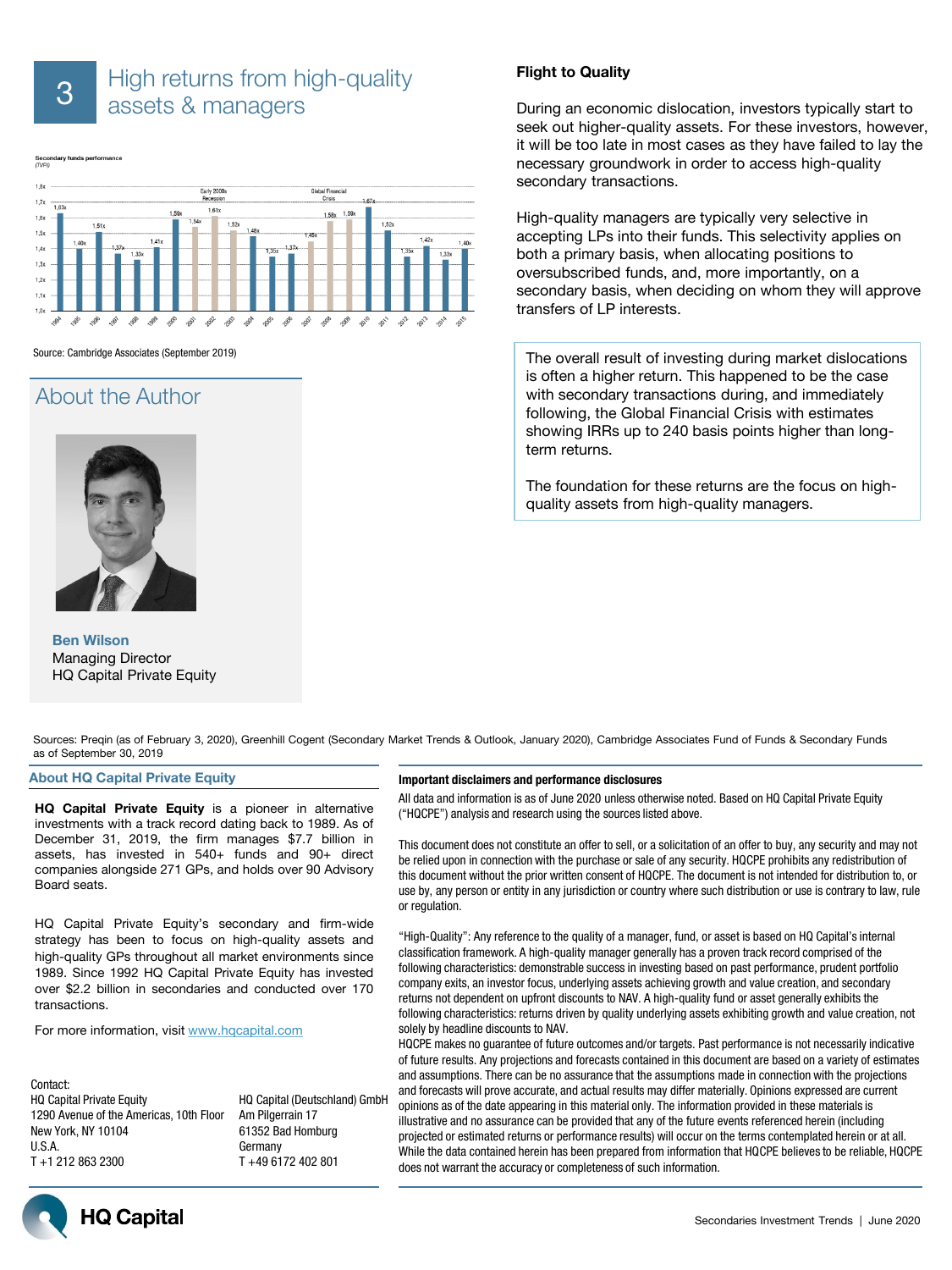## 3 High returns from high-quality assets & managers

**Secondary funds performance**
(TVPI)

1,8x
1,7x
1,6x
1,5x
1,4x
1,3x
1,2x
1,1x
1,0x

Early 2000s Recession

Global Financial Crisis

1,63x 1,40x 1,51x 1,37x 1,33x 1,41x 1,59x 1,54x 1,61x 1,52x 1,48x 1,35x 1,37x 1,45x 1,58x 1,59x 1,67x 1,52x 1,35x 1,42x 1,33x 1,40x

1994 1995 1996 1997 1998 1999 2000 2001 2002 2003 2004 2005 2006 2007 2008 2009 2010 2011 2012 2013 2014 2015

Source: Cambridge Associates (September 2019)

### Flight to Quality

During an economic dislocation, investors typically start to seek out higher-quality assets. For these investors, however, it will be too late in most cases as they have failed to lay the necessary groundwork in order to access high-quality secondary transactions.

High-quality managers are typically very selective in accepting LPs into their funds. This selectivity applies on both a primary basis, when allocating positions to oversubscribed funds, and, more importantly, on a secondary basis, when deciding on whom they will approve transfers of LP interests.

The overall result of investing during market dislocations is often a higher return. This happened to be the case with secondary transactions during, and immediately following, the Global Financial Crisis with estimates showing IRRs up to 240 basis points higher than long-term returns.

The foundation for these returns are the focus on high-quality assets from high-quality managers.

## About the Author

**Ben Wilson**
Managing Director
HQ Capital Private Equity

Sources: Preqin (as of February 3, 2020), Greenhill Cogent (Secondary Market Trends & Outlook, January 2020), Cambridge Associates Fund of Funds & Secondary Funds as of September 30, 2019

### About HQ Capital Private Equity

**HQ Capital Private Equity** is a pioneer in alternative investments with a track record dating back to 1989. As of December 31, 2019, the firm manages $7.7 billion in assets, has invested in 540+ funds and 90+ direct companies alongside 271 GPs, and holds over 90 Advisory Board seats.

HQ Capital Private Equity's secondary and firm-wide strategy has been to focus on high-quality assets and high-quality GPs throughout all market environments since 1989. Since 1992 HQ Capital Private Equity has invested over $2.2 billion in secondaries and conducted over 170 transactions.

For more information, visit www.hqcapital.com

Contact:

HQ Capital Private Equity
1290 Avenue of the Americas, 10th Floor
New York, NY 10104
U.S.A.
T +1 212 863 2300

HQ Capital (Deutschland) GmbH
Am Pilgerrain 17
61352 Bad Homburg
Germany
T +49 6172 402 801

### Important disclaimers and performance disclosures

All data and information is as of June 2020 unless otherwise noted. Based on HQ Capital Private Equity ("HQCPE") analysis and research using the sources listed above.

This document does not constitute an offer to sell, or a solicitation of an offer to buy, any security and may not be relied upon in connection with the purchase or sale of any security. HQCPE prohibits any redistribution of this document without the prior written consent of HQCPE. The document is not intended for distribution to, or use by, any person or entity in any jurisdiction or country where such distribution or use is contrary to law, rule or regulation.

"High-Quality": Any reference to the quality of a manager, fund, or asset is based on HQ Capital's internal classification framework. A high-quality manager generally has a proven track record comprised of the following characteristics: demonstrable success in investing based on past performance, prudent portfolio company exits, an investor focus, underlying assets achieving growth and value creation, and secondary returns not dependent on upfront discounts to NAV. A high-quality fund or asset generally exhibits the following characteristics: returns driven by quality underlying assets exhibiting growth and value creation, not solely by headline discounts to NAV.

HQCPE makes no guarantee of future outcomes and/or targets. Past performance is not necessarily indicative of future results. Any projections and forecasts contained in this document are based on a variety of estimates and assumptions. There can be no assurance that the assumptions made in connection with the projections and forecasts will prove accurate, and actual results may differ materially. Opinions expressed are current opinions as of the date appearing in this material only. The information provided in these materials is illustrative and no assurance can be provided that any of the future events referenced herein (including projected or estimated returns or performance results) will occur on the terms contemplated herein or at all. While the data contained herein has been prepared from information that HQCPE believes to be reliable, HQCPE does not warrant the accuracy or completeness of such information.

HQ Capital